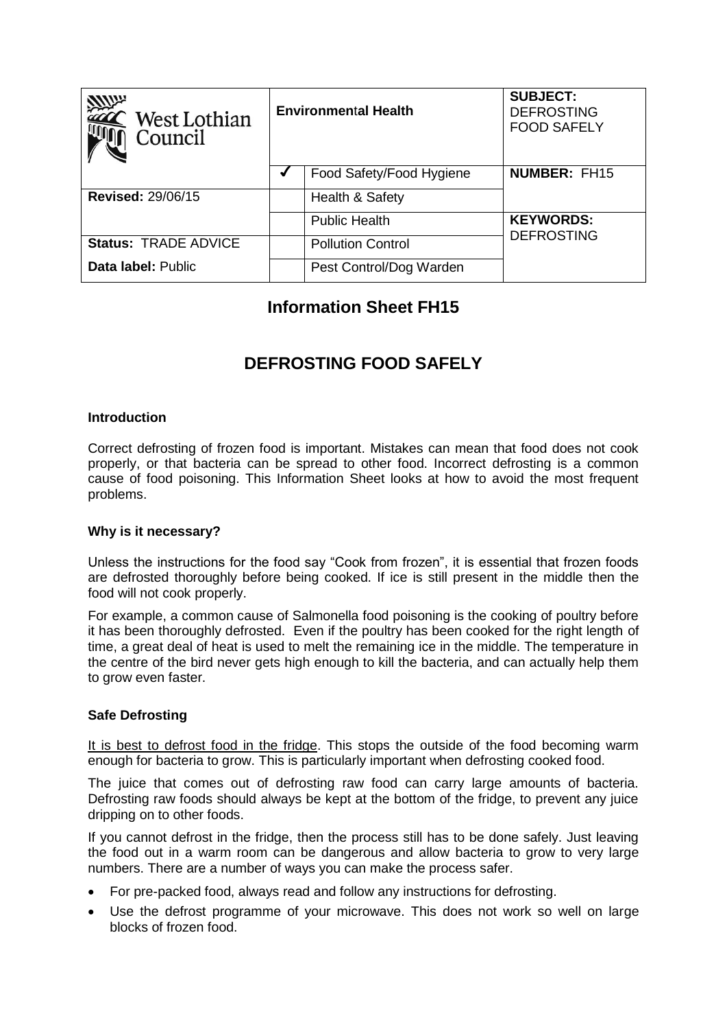| West Lothian Council | Environmental Health | | SUBJECT: DEFROSTING FOOD SAFELY |
|---|---|---|---|
| | ✓ | Food Safety/Food Hygiene | **NUMBER:** FH15 |
| **Revised:** 29/06/15 | | Health & Safety | |
| | | Public Health | **KEYWORDS:** DEFROSTING |
| **Status:** TRADE ADVICE | | Pollution Control | |
| **Data label:** Public | | Pest Control/Dog Warden | |

# Information Sheet FH15

# DEFROSTING FOOD SAFELY

**Introduction**

Correct defrosting of frozen food is important. Mistakes can mean that food does not cook properly, or that bacteria can be spread to other food. Incorrect defrosting is a common cause of food poisoning. This Information Sheet looks at how to avoid the most frequent problems.

**Why is it necessary?**

Unless the instructions for the food say "Cook from frozen", it is essential that frozen foods are defrosted thoroughly before being cooked. If ice is still present in the middle then the food will not cook properly.

For example, a common cause of Salmonella food poisoning is the cooking of poultry before it has been thoroughly defrosted. Even if the poultry has been cooked for the right length of time, a great deal of heat is used to melt the remaining ice in the middle. The temperature in the centre of the bird never gets high enough to kill the bacteria, and can actually help them to grow even faster.

**Safe Defrosting**

It is best to defrost food in the fridge. This stops the outside of the food becoming warm enough for bacteria to grow. This is particularly important when defrosting cooked food.

The juice that comes out of defrosting raw food can carry large amounts of bacteria. Defrosting raw foods should always be kept at the bottom of the fridge, to prevent any juice dripping on to other foods.

If you cannot defrost in the fridge, then the process still has to be done safely. Just leaving the food out in a warm room can be dangerous and allow bacteria to grow to very large numbers. There are a number of ways you can make the process safer.

- For pre-packed food, always read and follow any instructions for defrosting.
- Use the defrost programme of your microwave. This does not work so well on large blocks of frozen food.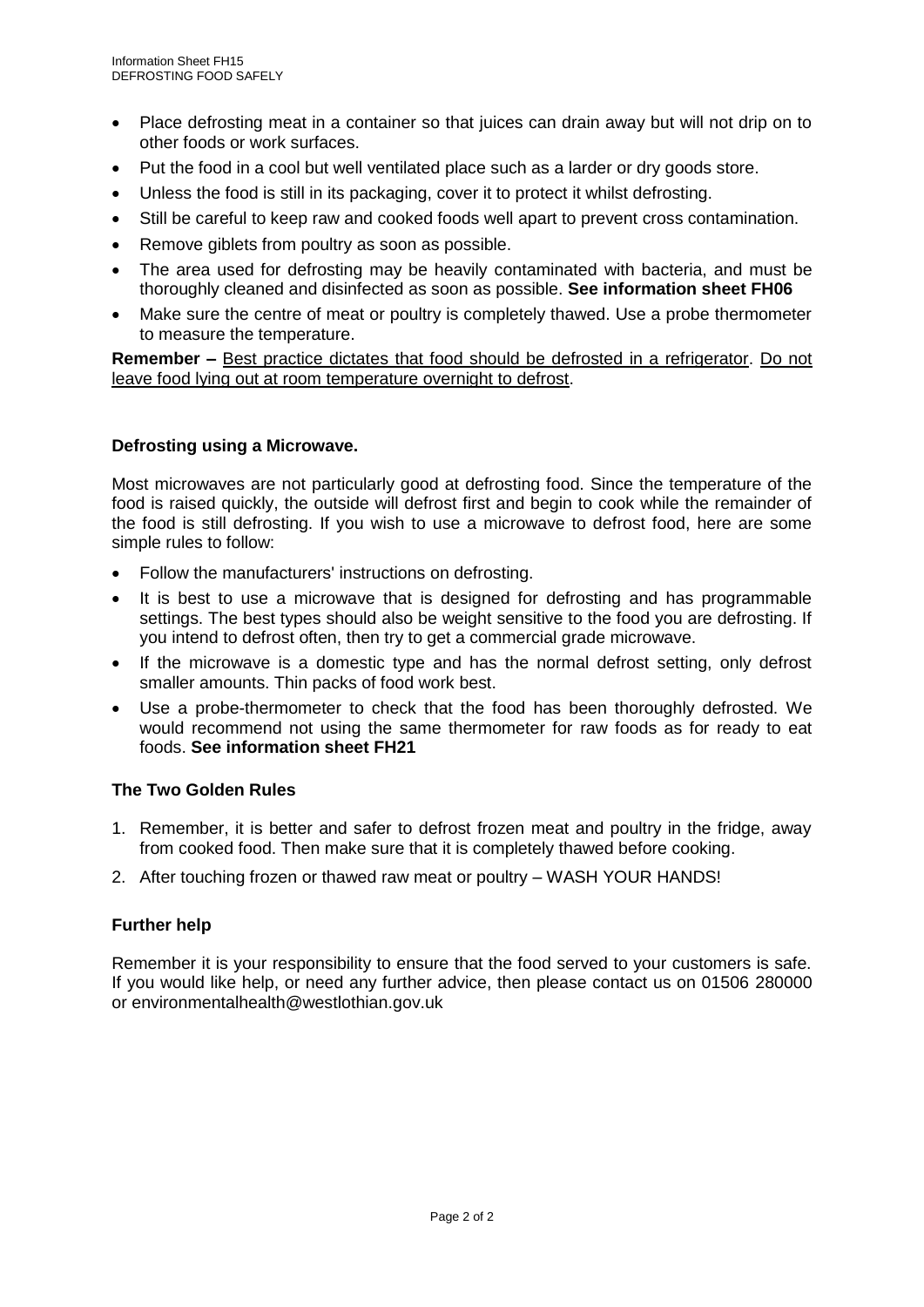- Place defrosting meat in a container so that juices can drain away but will not drip on to other foods or work surfaces.
- Put the food in a cool but well ventilated place such as a larder or dry goods store.
- Unless the food is still in its packaging, cover it to protect it whilst defrosting.
- Still be careful to keep raw and cooked foods well apart to prevent cross contamination.
- Remove giblets from poultry as soon as possible.
- The area used for defrosting may be heavily contaminated with bacteria, and must be thoroughly cleaned and disinfected as soon as possible. **See information sheet FH06**
- Make sure the centre of meat or poultry is completely thawed. Use a probe thermometer to measure the temperature.

**Remember –** Best practice dictates that food should be defrosted in a refrigerator. Do not leave food lying out at room temperature overnight to defrost.

### Defrosting using a Microwave.

Most microwaves are not particularly good at defrosting food. Since the temperature of the food is raised quickly, the outside will defrost first and begin to cook while the remainder of the food is still defrosting. If you wish to use a microwave to defrost food, here are some simple rules to follow:

- Follow the manufacturers' instructions on defrosting.
- It is best to use a microwave that is designed for defrosting and has programmable settings. The best types should also be weight sensitive to the food you are defrosting. If you intend to defrost often, then try to get a commercial grade microwave.
- If the microwave is a domestic type and has the normal defrost setting, only defrost smaller amounts. Thin packs of food work best.
- Use a probe-thermometer to check that the food has been thoroughly defrosted. We would recommend not using the same thermometer for raw foods as for ready to eat foods. **See information sheet FH21**

### The Two Golden Rules

1. Remember, it is better and safer to defrost frozen meat and poultry in the fridge, away from cooked food. Then make sure that it is completely thawed before cooking.
2. After touching frozen or thawed raw meat or poultry – WASH YOUR HANDS!

### Further help

Remember it is your responsibility to ensure that the food served to your customers is safe. If you would like help, or need any further advice, then please contact us on 01506 280000 or environmentalhealth@westlothian.gov.uk